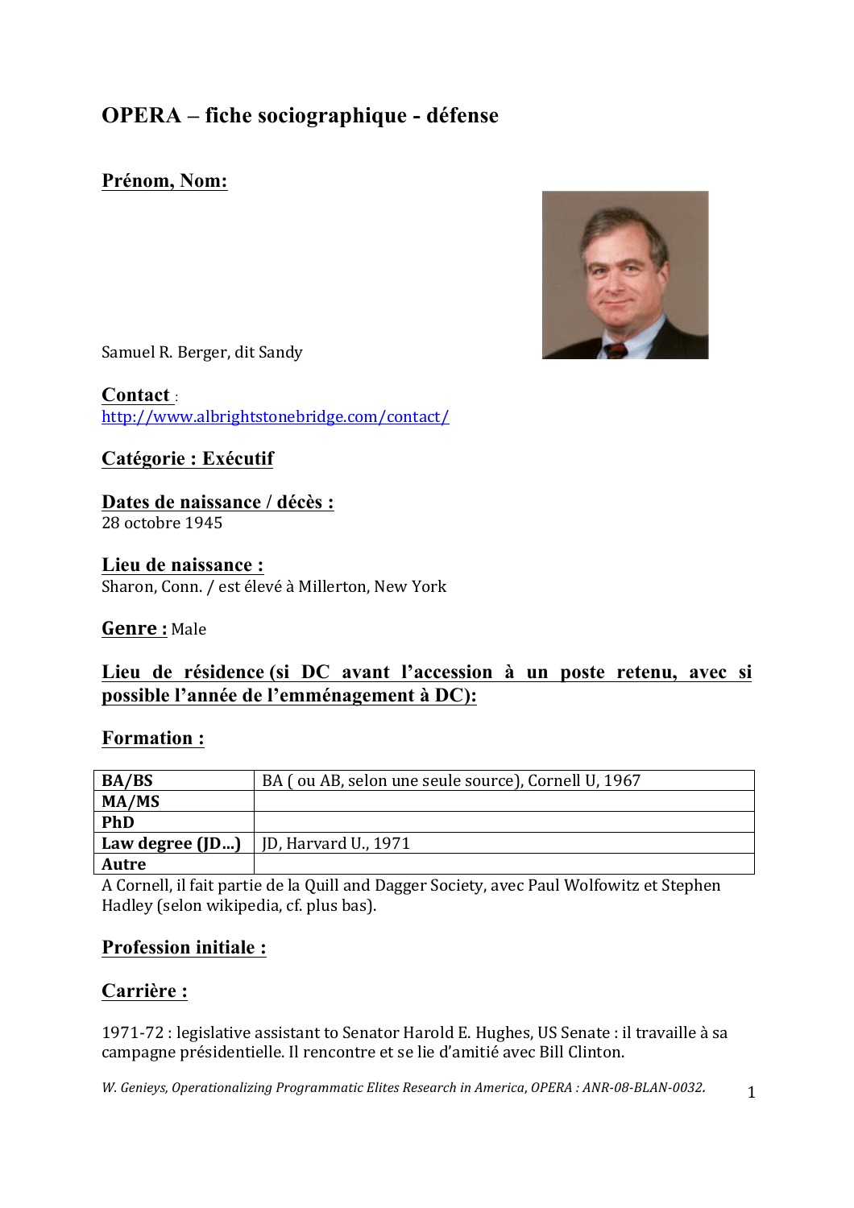# OPERA – fiche sociographique - défense

## Prénom, Nom:

Samuel R. Berger, dit Sandy

**Contact** : http://www.albrightstonebridge.com/contact/

## Catégorie : Exécutif

## Dates de naissance / décès :

28 octobre 1945

## Lieu de naissance :

Sharon, Conn. / est élevé à Millerton, New York

**Genre :** Male

## Lieu de résidence (si DC avant l'accession à un poste retenu, avec si possible l'année de l'emménagement à DC):

## Formation :

| | |
|---|---|
| **BA/BS** | BA ( ou AB, selon une seule source), Cornell U, 1967 |
| **MA/MS** | |
| **PhD** | |
| **Law degree (JD...)** | JD, Harvard U., 1971 |
| **Autre** | |

A Cornell, il fait partie de la Quill and Dagger Society, avec Paul Wolfowitz et Stephen Hadley (selon wikipedia, cf. plus bas).

## Profession initiale :

## Carrière :

1971-72 : legislative assistant to Senator Harold E. Hughes, US Senate : il travaille à sa campagne présidentielle. Il rencontre et se lie d'amitié avec Bill Clinton.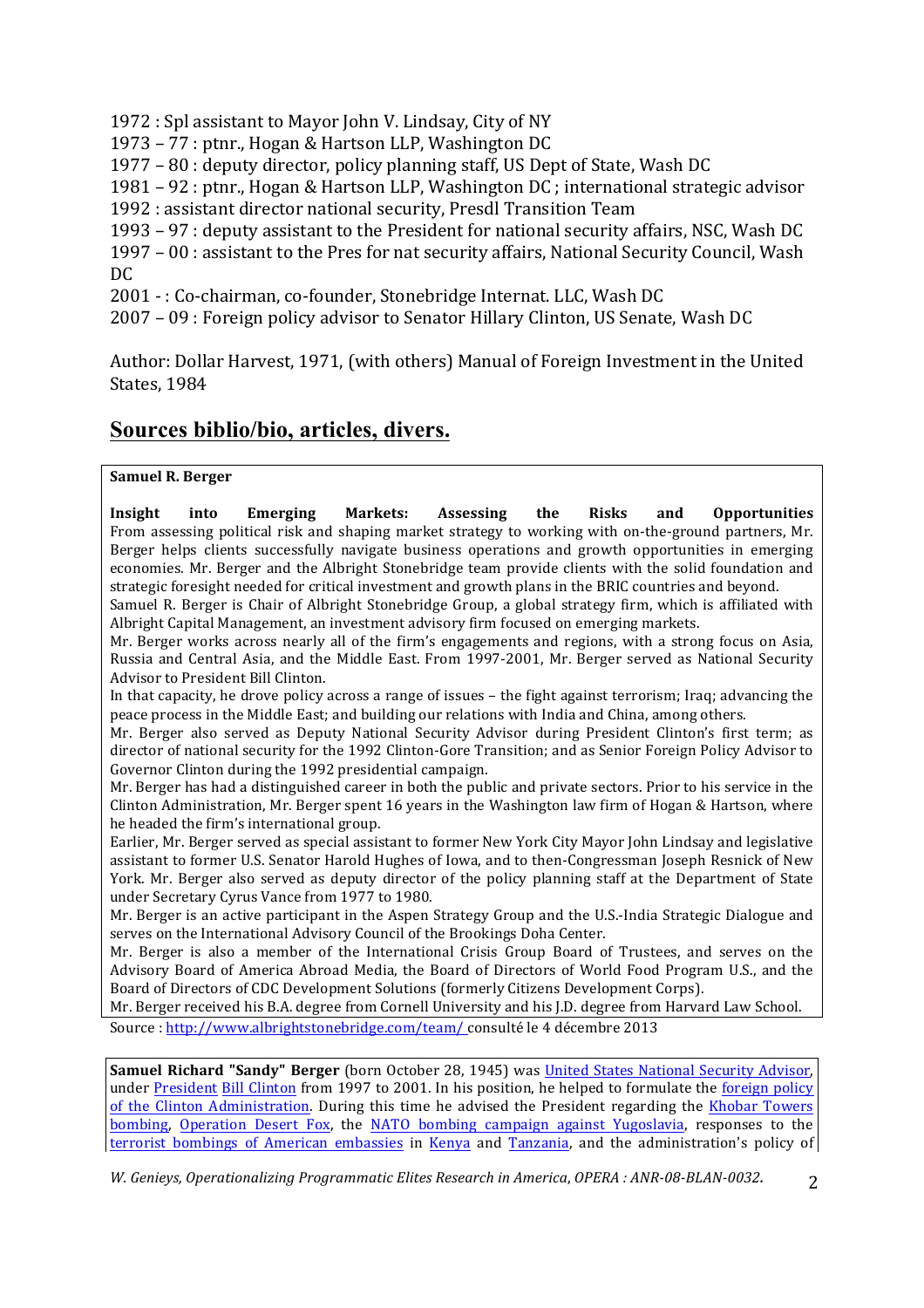1972 : Spl assistant to Mayor John V. Lindsay, City of NY
1973 – 77 : ptnr., Hogan & Hartson LLP, Washington DC
1977 – 80 : deputy director, policy planning staff, US Dept of State, Wash DC
1981 – 92 : ptnr., Hogan & Hartson LLP, Washington DC ; international strategic advisor
1992 : assistant director national security, Presdl Transition Team
1993 – 97 : deputy assistant to the President for national security affairs, NSC, Wash DC
1997 – 00 : assistant to the Pres for nat security affairs, National Security Council, Wash DC
2001 - : Co-chairman, co-founder, Stonebridge Internat. LLC, Wash DC
2007 – 09 : Foreign policy advisor to Senator Hillary Clinton, US Senate, Wash DC

Author: Dollar Harvest, 1971, (with others) Manual of Foreign Investment in the United States, 1984

## Sources biblio/bio, articles, divers.

**Samuel R. Berger**

**Insight into Emerging Markets: Assessing the Risks and Opportunities**
From assessing political risk and shaping market strategy to working with on-the-ground partners, Mr. Berger helps clients successfully navigate business operations and growth opportunities in emerging economies. Mr. Berger and the Albright Stonebridge team provide clients with the solid foundation and strategic foresight needed for critical investment and growth plans in the BRIC countries and beyond.
Samuel R. Berger is Chair of Albright Stonebridge Group, a global strategy firm, which is affiliated with Albright Capital Management, an investment advisory firm focused on emerging markets.
Mr. Berger works across nearly all of the firm's engagements and regions, with a strong focus on Asia, Russia and Central Asia, and the Middle East. From 1997-2001, Mr. Berger served as National Security Advisor to President Bill Clinton.
In that capacity, he drove policy across a range of issues – the fight against terrorism; Iraq; advancing the peace process in the Middle East; and building our relations with India and China, among others.
Mr. Berger also served as Deputy National Security Advisor during President Clinton's first term; as director of national security for the 1992 Clinton-Gore Transition; and as Senior Foreign Policy Advisor to Governor Clinton during the 1992 presidential campaign.
Mr. Berger has had a distinguished career in both the public and private sectors. Prior to his service in the Clinton Administration, Mr. Berger spent 16 years in the Washington law firm of Hogan & Hartson, where he headed the firm's international group.
Earlier, Mr. Berger served as special assistant to former New York City Mayor John Lindsay and legislative assistant to former U.S. Senator Harold Hughes of Iowa, and to then-Congressman Joseph Resnick of New York. Mr. Berger also served as deputy director of the policy planning staff at the Department of State under Secretary Cyrus Vance from 1977 to 1980.
Mr. Berger is an active participant in the Aspen Strategy Group and the U.S.-India Strategic Dialogue and serves on the International Advisory Council of the Brookings Doha Center.
Mr. Berger is also a member of the International Crisis Group Board of Trustees, and serves on the Advisory Board of America Abroad Media, the Board of Directors of World Food Program U.S., and the Board of Directors of CDC Development Solutions (formerly Citizens Development Corps).
Mr. Berger received his B.A. degree from Cornell University and his J.D. degree from Harvard Law School.

Source : http://www.albrightstonebridge.com/team/ consulté le 4 décembre 2013

**Samuel Richard "Sandy" Berger** (born October 28, 1945) was United States National Security Advisor, under President Bill Clinton from 1997 to 2001. In his position, he helped to formulate the foreign policy of the Clinton Administration. During this time he advised the President regarding the Khobar Towers bombing, Operation Desert Fox, the NATO bombing campaign against Yugoslavia, responses to the terrorist bombings of American embassies in Kenya and Tanzania, and the administration's policy of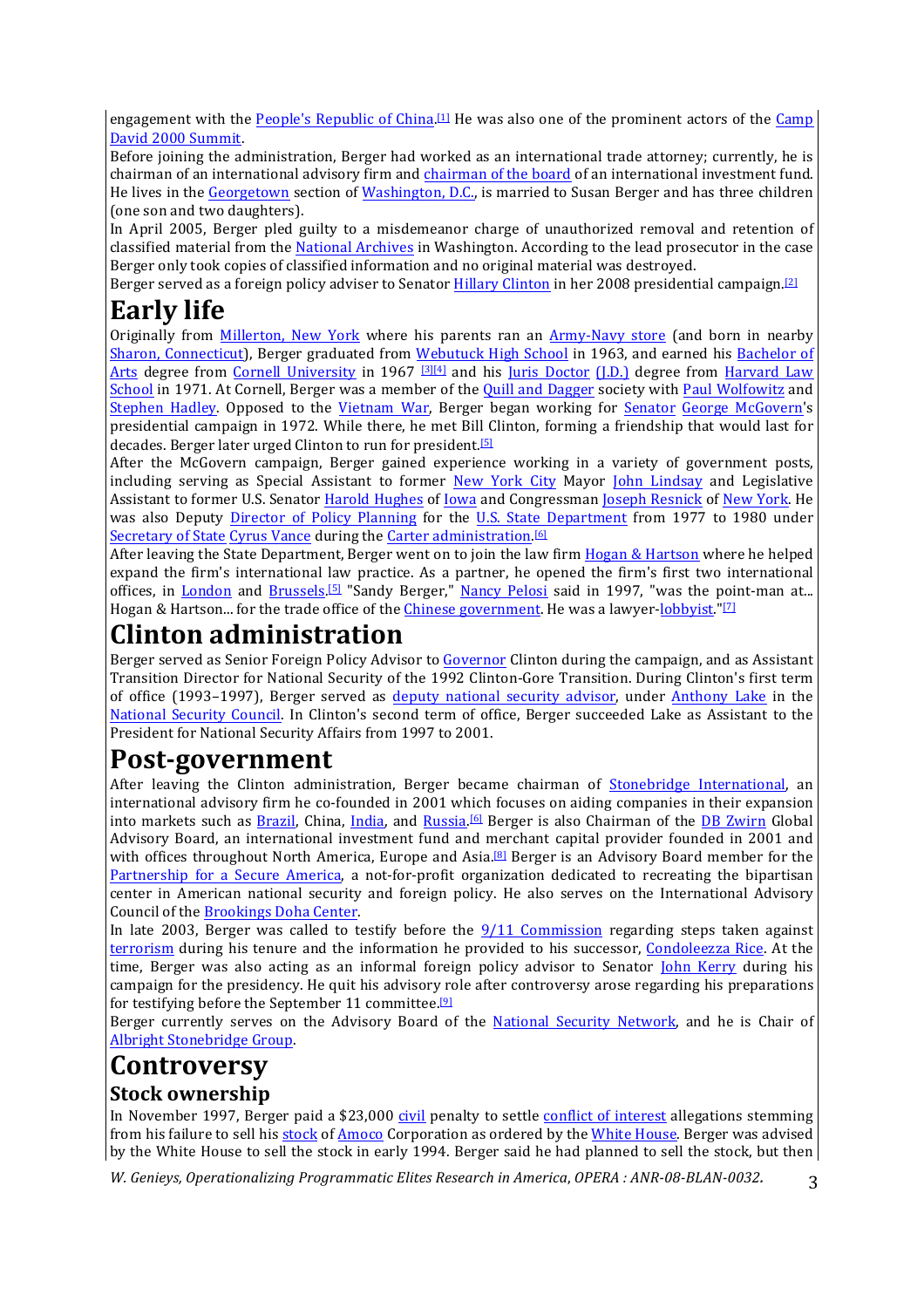engagement with the People's Republic of China.[1] He was also one of the prominent actors of the Camp David 2000 Summit.

Before joining the administration, Berger had worked as an international trade attorney; currently, he is chairman of an international advisory firm and chairman of the board of an international investment fund. He lives in the Georgetown section of Washington, D.C., is married to Susan Berger and has three children (one son and two daughters).

In April 2005, Berger pled guilty to a misdemeanor charge of unauthorized removal and retention of classified material from the National Archives in Washington. According to the lead prosecutor in the case Berger only took copies of classified information and no original material was destroyed.

Berger served as a foreign policy adviser to Senator Hillary Clinton in her 2008 presidential campaign.[2]

# Early life

Originally from Millerton, New York where his parents ran an Army-Navy store (and born in nearby Sharon, Connecticut), Berger graduated from Webutuck High School in 1963, and earned his Bachelor of Arts degree from Cornell University in 1967 [3][4] and his Juris Doctor (J.D.) degree from Harvard Law School in 1971. At Cornell, Berger was a member of the Quill and Dagger society with Paul Wolfowitz and Stephen Hadley. Opposed to the Vietnam War, Berger began working for Senator George McGovern's presidential campaign in 1972. While there, he met Bill Clinton, forming a friendship that would last for decades. Berger later urged Clinton to run for president.[5]

After the McGovern campaign, Berger gained experience working in a variety of government posts, including serving as Special Assistant to former New York City Mayor John Lindsay and Legislative Assistant to former U.S. Senator Harold Hughes of Iowa and Congressman Joseph Resnick of New York. He was also Deputy Director of Policy Planning for the U.S. State Department from 1977 to 1980 under Secretary of State Cyrus Vance during the Carter administration.[6]

After leaving the State Department, Berger went on to join the law firm Hogan & Hartson where he helped expand the firm's international law practice. As a partner, he opened the firm's first two international offices, in London and Brussels.[5] "Sandy Berger," Nancy Pelosi said in 1997, "was the point-man at... Hogan & Hartson... for the trade office of the Chinese government. He was a lawyer-lobbyist."[7]

# Clinton administration

Berger served as Senior Foreign Policy Advisor to Governor Clinton during the campaign, and as Assistant Transition Director for National Security of the 1992 Clinton-Gore Transition. During Clinton's first term of office (1993–1997), Berger served as deputy national security advisor, under Anthony Lake in the National Security Council. In Clinton's second term of office, Berger succeeded Lake as Assistant to the President for National Security Affairs from 1997 to 2001.

# Post-government

After leaving the Clinton administration, Berger became chairman of Stonebridge International, an international advisory firm he co-founded in 2001 which focuses on aiding companies in their expansion into markets such as Brazil, China, India, and Russia.[6] Berger is also Chairman of the DB Zwirn Global Advisory Board, an international investment fund and merchant capital provider founded in 2001 and with offices throughout North America, Europe and Asia.[8] Berger is an Advisory Board member for the Partnership for a Secure America, a not-for-profit organization dedicated to recreating the bipartisan center in American national security and foreign policy. He also serves on the International Advisory Council of the Brookings Doha Center.

In late 2003, Berger was called to testify before the 9/11 Commission regarding steps taken against terrorism during his tenure and the information he provided to his successor, Condoleezza Rice. At the time, Berger was also acting as an informal foreign policy advisor to Senator John Kerry during his campaign for the presidency. He quit his advisory role after controversy arose regarding his preparations for testifying before the September 11 committee.[9]

Berger currently serves on the Advisory Board of the National Security Network, and he is Chair of Albright Stonebridge Group.

# Controversy

## Stock ownership

In November 1997, Berger paid a $23,000 civil penalty to settle conflict of interest allegations stemming from his failure to sell his stock of Amoco Corporation as ordered by the White House. Berger was advised by the White House to sell the stock in early 1994. Berger said he had planned to sell the stock, but then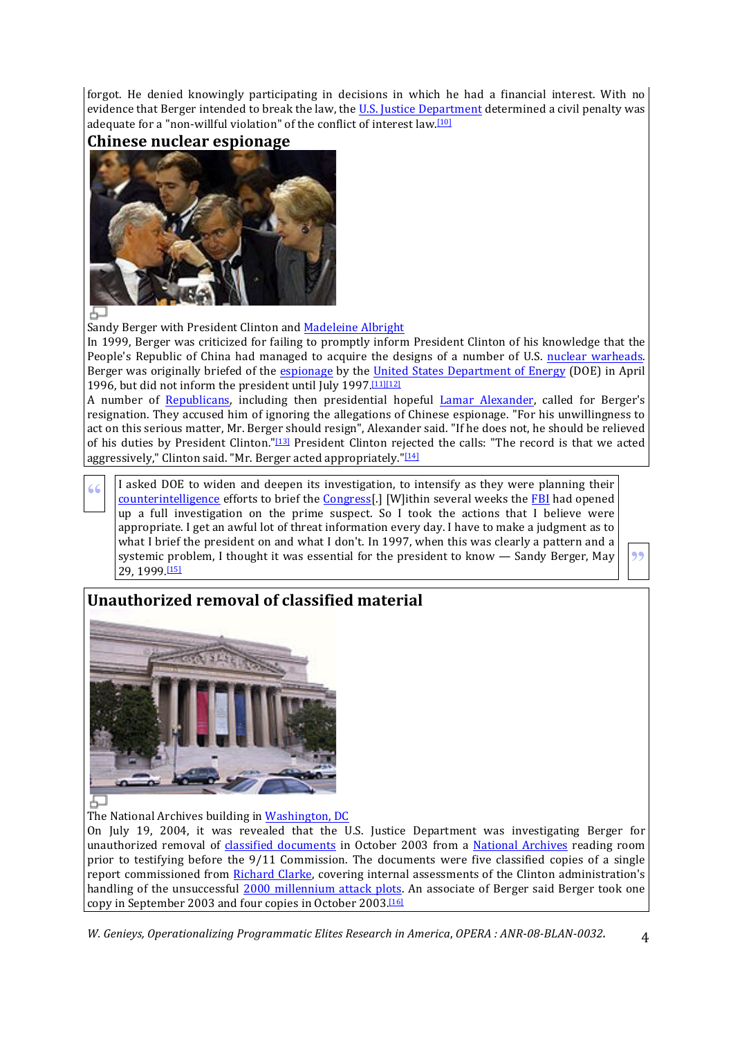forgot. He denied knowingly participating in decisions in which he had a financial interest. With no evidence that Berger intended to break the law, the U.S. Justice Department determined a civil penalty was adequate for a "non-willful violation" of the conflict of interest law.[10]

## Chinese nuclear espionage

Sandy Berger with President Clinton and Madeleine Albright

In 1999, Berger was criticized for failing to promptly inform President Clinton of his knowledge that the People's Republic of China had managed to acquire the designs of a number of U.S. nuclear warheads. Berger was originally briefed of the espionage by the United States Department of Energy (DOE) in April 1996, but did not inform the president until July 1997.[11][12]

A number of Republicans, including then presidential hopeful Lamar Alexander, called for Berger's resignation. They accused him of ignoring the allegations of Chinese espionage. "For his unwillingness to act on this serious matter, Mr. Berger should resign", Alexander said. "If he does not, he should be relieved of his duties by President Clinton."[13] President Clinton rejected the calls: "The record is that we acted aggressively," Clinton said. "Mr. Berger acted appropriately."[14]

> I asked DOE to widen and deepen its investigation, to intensify as they were planning their counterintelligence efforts to brief the Congress[.] [W]ithin several weeks the FBI had opened up a full investigation on the prime suspect. So I took the actions that I believe were appropriate. I get an awful lot of threat information every day. I have to make a judgment as to what I brief the president on and what I don't. In 1997, when this was clearly a pattern and a systemic problem, I thought it was essential for the president to know — Sandy Berger, May 29, 1999.[15]

## Unauthorized removal of classified material

The National Archives building in Washington, DC

On July 19, 2004, it was revealed that the U.S. Justice Department was investigating Berger for unauthorized removal of classified documents in October 2003 from a National Archives reading room prior to testifying before the 9/11 Commission. The documents were five classified copies of a single report commissioned from Richard Clarke, covering internal assessments of the Clinton administration's handling of the unsuccessful 2000 millennium attack plots. An associate of Berger said Berger took one copy in September 2003 and four copies in October 2003.[16]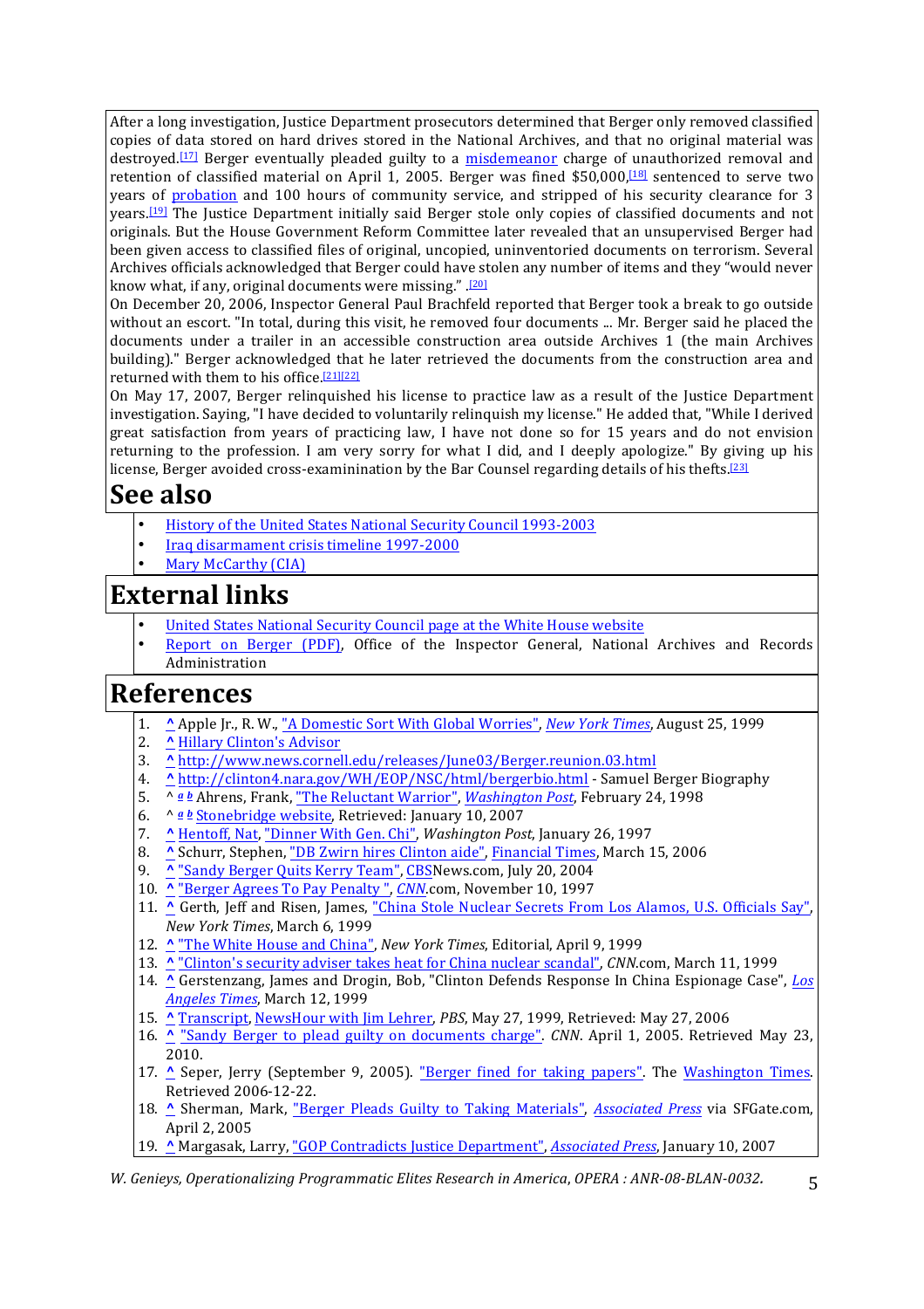After a long investigation, Justice Department prosecutors determined that Berger only removed classified copies of data stored on hard drives stored in the National Archives, and that no original material was destroyed.[17] Berger eventually pleaded guilty to a misdemeanor charge of unauthorized removal and retention of classified material on April 1, 2005. Berger was fined $50,000,[18] sentenced to serve two years of probation and 100 hours of community service, and stripped of his security clearance for 3 years.[19] The Justice Department initially said Berger stole only copies of classified documents and not originals. But the House Government Reform Committee later revealed that an unsupervised Berger had been given access to classified files of original, uncopied, uninventoried documents on terrorism. Several Archives officials acknowledged that Berger could have stolen any number of items and they "would never know what, if any, original documents were missing." .[20]

On December 20, 2006, Inspector General Paul Brachfeld reported that Berger took a break to go outside without an escort. "In total, during this visit, he removed four documents ... Mr. Berger said he placed the documents under a trailer in an accessible construction area outside Archives 1 (the main Archives building)." Berger acknowledged that he later retrieved the documents from the construction area and returned with them to his office.[21][22]

On May 17, 2007, Berger relinquished his license to practice law as a result of the Justice Department investigation. Saying, "I have decided to voluntarily relinquish my license." He added that, "While I derived great satisfaction from years of practicing law, I have not done so for 15 years and do not envision returning to the profession. I am very sorry for what I did, and I deeply apologize." By giving up his license, Berger avoided cross-examinination by the Bar Counsel regarding details of his thefts.[23]

# See also

- History of the United States National Security Council 1993-2003
- Iraq disarmament crisis timeline 1997-2000
- Mary McCarthy (CIA)

# External links

- United States National Security Council page at the White House website
- Report on Berger (PDF), Office of the Inspector General, National Archives and Records Administration

# References

1. ^ Apple Jr., R. W., "A Domestic Sort With Global Worries", *New York Times*, August 25, 1999
2. ^ Hillary Clinton's Advisor
3. ^ http://www.news.cornell.edu/releases/June03/Berger.reunion.03.html
4. ^ http://clinton4.nara.gov/WH/EOP/NSC/html/bergerbio.html - Samuel Berger Biography
5. ^ *a b* Ahrens, Frank, "The Reluctant Warrior", *Washington Post*, February 24, 1998
6. ^ *a b* Stonebridge website, Retrieved: January 10, 2007
7. ^ Hentoff, Nat, "Dinner With Gen. Chi", *Washington Post*, January 26, 1997
8. ^ Schurr, Stephen, "DB Zwirn hires Clinton aide", Financial Times, March 15, 2006
9. ^ "Sandy Berger Quits Kerry Team", CBSNews.com, July 20, 2004
10. ^ "Berger Agrees To Pay Penalty ", *CNN*.com, November 10, 1997
11. ^ Gerth, Jeff and Risen, James, "China Stole Nuclear Secrets From Los Alamos, U.S. Officials Say", *New York Times*, March 6, 1999
12. ^ "The White House and China", *New York Times*, Editorial, April 9, 1999
13. ^ "Clinton's security adviser takes heat for China nuclear scandal", *CNN*.com, March 11, 1999
14. ^ Gerstenzang, James and Drogin, Bob, "Clinton Defends Response In China Espionage Case", *Los Angeles Times*, March 12, 1999
15. ^ Transcript, NewsHour with Jim Lehrer, *PBS*, May 27, 1999, Retrieved: May 27, 2006
16. ^ "Sandy Berger to plead guilty on documents charge". *CNN*. April 1, 2005. Retrieved May 23, 2010.
17. ^ Seper, Jerry (September 9, 2005). "Berger fined for taking papers". The Washington Times. Retrieved 2006-12-22.
18. ^ Sherman, Mark, "Berger Pleads Guilty to Taking Materials", *Associated Press* via SFGate.com, April 2, 2005
19. ^ Margasak, Larry, "GOP Contradicts Justice Department", *Associated Press*, January 10, 2007

*W. Genieys, Operationalizing Programmatic Elites Research in America, OPERA : ANR-08-BLAN-0032.*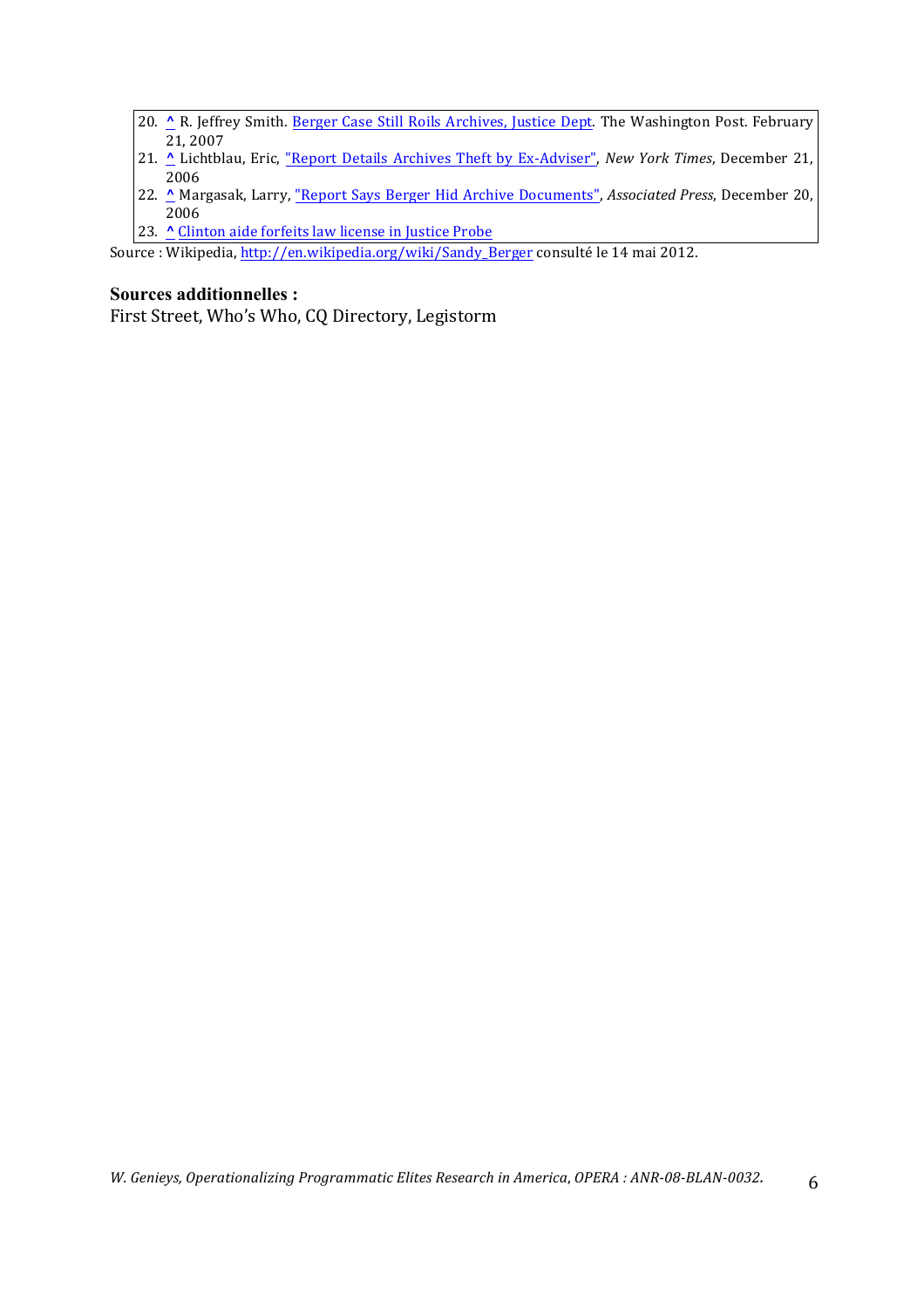20. ^ R. Jeffrey Smith. Berger Case Still Roils Archives, Justice Dept. The Washington Post. February 21, 2007
21. ^ Lichtblau, Eric, "Report Details Archives Theft by Ex-Adviser", *New York Times*, December 21, 2006
22. ^ Margasak, Larry, "Report Says Berger Hid Archive Documents", *Associated Press*, December 20, 2006
23. ^ Clinton aide forfeits law license in Justice Probe

Source : Wikipedia, http://en.wikipedia.org/wiki/Sandy_Berger consulté le 14 mai 2012.

**Sources additionnelles :**

First Street, Who's Who, CQ Directory, Legistorm